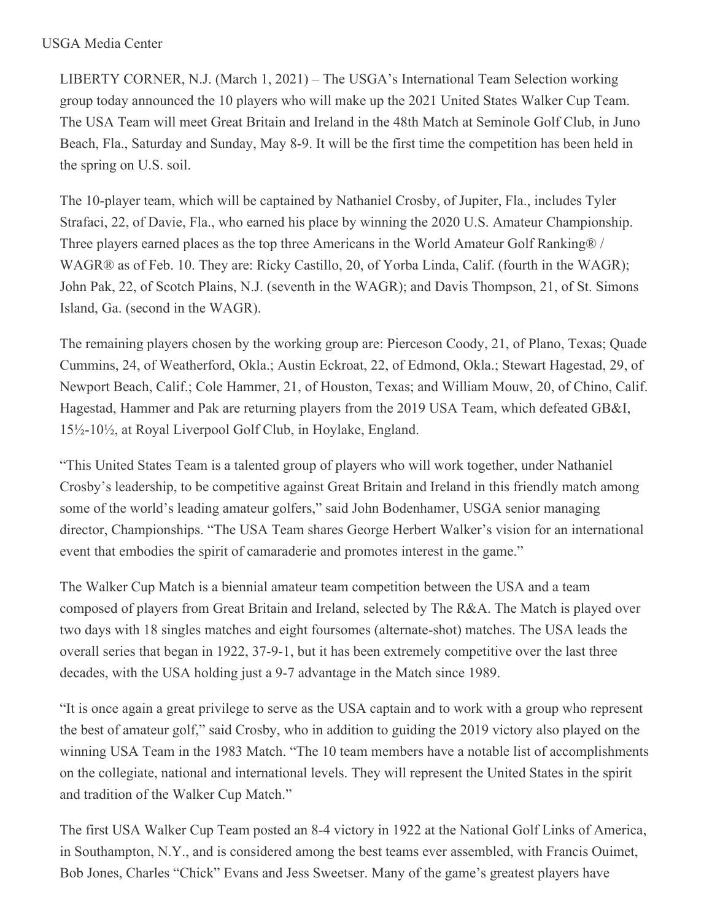USGA Media Center

LIBERTY CORNER, N.J. (March 1, 2021) – The USGA's International Team Selection working group today announced the 10 players who will make up the 2021 United States Walker Cup Team. The USA Team will meet Great Britain and Ireland in the 48th Match at Seminole Golf Club, in Juno Beach, Fla., Saturday and Sunday, May 8-9. It will be the first time the competition has been held in the spring on U.S. soil.

The 10-player team, which will be captained by Nathaniel Crosby, of Jupiter, Fla., includes Tyler Strafaci, 22, of Davie, Fla., who earned his place by winning the 2020 U.S. Amateur Championship. Three players earned places as the top three Americans in the World Amateur Golf Ranking® / WAGR® as of Feb. 10. They are: Ricky Castillo, 20, of Yorba Linda, Calif. (fourth in the WAGR); John Pak, 22, of Scotch Plains, N.J. (seventh in the WAGR); and Davis Thompson, 21, of St. Simons Island, Ga. (second in the WAGR).

The remaining players chosen by the working group are: Pierceson Coody, 21, of Plano, Texas; Quade Cummins, 24, of Weatherford, Okla.; Austin Eckroat, 22, of Edmond, Okla.; Stewart Hagestad, 29, of Newport Beach, Calif.; Cole Hammer, 21, of Houston, Texas; and William Mouw, 20, of Chino, Calif. Hagestad, Hammer and Pak are returning players from the 2019 USA Team, which defeated GB&I, 15½-10½, at Royal Liverpool Golf Club, in Hoylake, England.

"This United States Team is a talented group of players who will work together, under Nathaniel Crosby's leadership, to be competitive against Great Britain and Ireland in this friendly match among some of the world's leading amateur golfers," said John Bodenhamer, USGA senior managing director, Championships. "The USA Team shares George Herbert Walker's vision for an international event that embodies the spirit of camaraderie and promotes interest in the game."

The Walker Cup Match is a biennial amateur team competition between the USA and a team composed of players from Great Britain and Ireland, selected by The R&A. The Match is played over two days with 18 singles matches and eight foursomes (alternate-shot) matches. The USA leads the overall series that began in 1922, 37-9-1, but it has been extremely competitive over the last three decades, with the USA holding just a 9-7 advantage in the Match since 1989.

"It is once again a great privilege to serve as the USA captain and to work with a group who represent the best of amateur golf," said Crosby, who in addition to guiding the 2019 victory also played on the winning USA Team in the 1983 Match. "The 10 team members have a notable list of accomplishments on the collegiate, national and international levels. They will represent the United States in the spirit and tradition of the Walker Cup Match."

The first USA Walker Cup Team posted an 8-4 victory in 1922 at the National Golf Links of America, in Southampton, N.Y., and is considered among the best teams ever assembled, with Francis Ouimet, Bob Jones, Charles "Chick" Evans and Jess Sweetser. Many of the game's greatest players have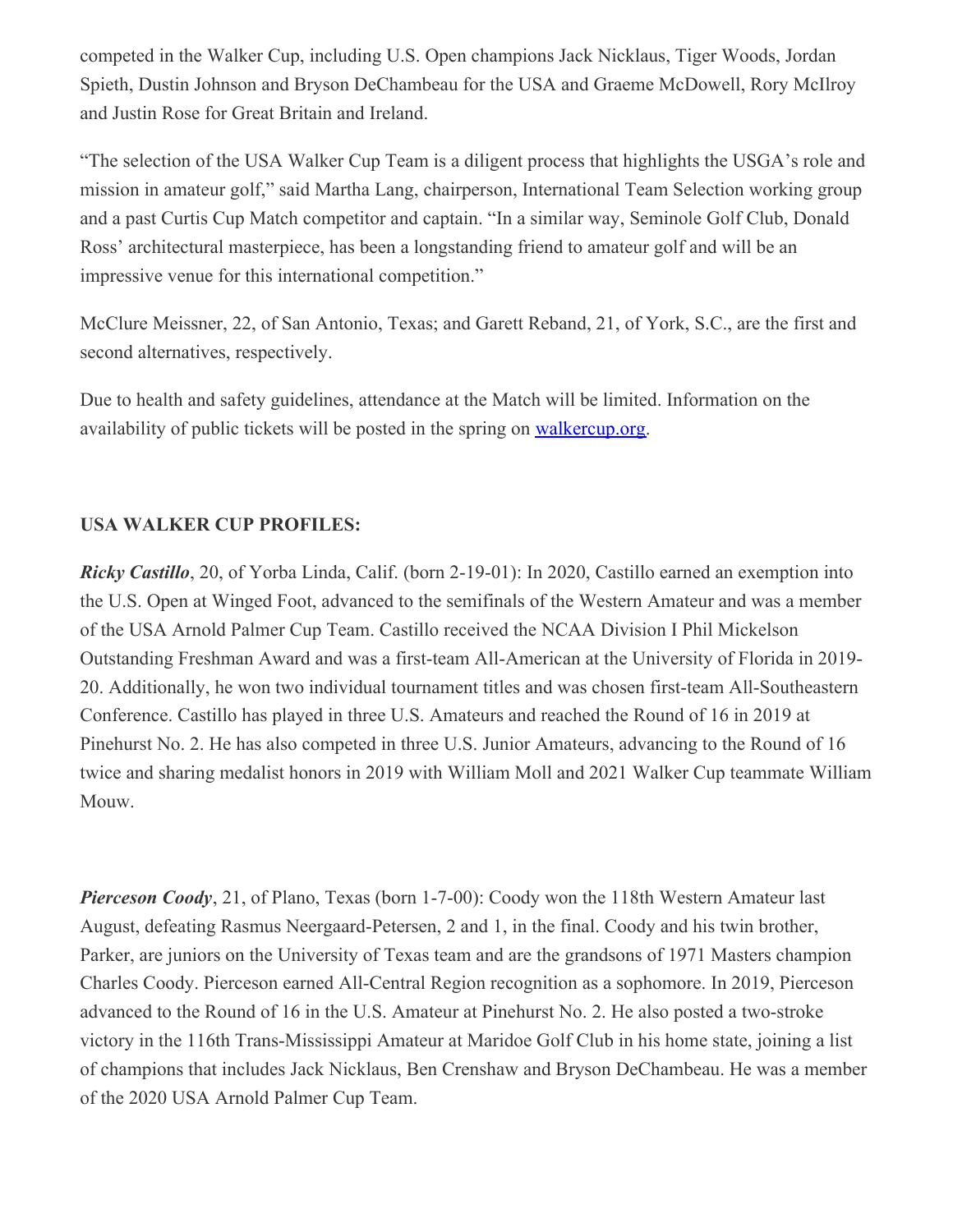competed in the Walker Cup, including U.S. Open champions Jack Nicklaus, Tiger Woods, Jordan Spieth, Dustin Johnson and Bryson DeChambeau for the USA and Graeme McDowell, Rory McIlroy and Justin Rose for Great Britain and Ireland.

"The selection of the USA Walker Cup Team is a diligent process that highlights the USGA's role and mission in amateur golf," said Martha Lang, chairperson, International Team Selection working group and a past Curtis Cup Match competitor and captain. "In a similar way, Seminole Golf Club, Donald Ross' architectural masterpiece, has been a longstanding friend to amateur golf and will be an impressive venue for this international competition."

McClure Meissner, 22, of San Antonio, Texas; and Garett Reband, 21, of York, S.C., are the first and second alternatives, respectively.

Due to health and safety guidelines, attendance at the Match will be limited. Information on the availability of public tickets will be posted in the spring on [walkercup.org](walkercup.org).

**USA WALKER CUP PROFILES:**

***Ricky Castillo***, 20, of Yorba Linda, Calif. (born 2-19-01): In 2020, Castillo earned an exemption into the U.S. Open at Winged Foot, advanced to the semifinals of the Western Amateur and was a member of the USA Arnold Palmer Cup Team. Castillo received the NCAA Division I Phil Mickelson Outstanding Freshman Award and was a first-team All-American at the University of Florida in 2019-20. Additionally, he won two individual tournament titles and was chosen first-team All-Southeastern Conference. Castillo has played in three U.S. Amateurs and reached the Round of 16 in 2019 at Pinehurst No. 2. He has also competed in three U.S. Junior Amateurs, advancing to the Round of 16 twice and sharing medalist honors in 2019 with William Moll and 2021 Walker Cup teammate William Mouw.

***Pierceson Coody***, 21, of Plano, Texas (born 1-7-00): Coody won the 118th Western Amateur last August, defeating Rasmus Neergaard-Petersen, 2 and 1, in the final. Coody and his twin brother, Parker, are juniors on the University of Texas team and are the grandsons of 1971 Masters champion Charles Coody. Pierceson earned All-Central Region recognition as a sophomore. In 2019, Pierceson advanced to the Round of 16 in the U.S. Amateur at Pinehurst No. 2. He also posted a two-stroke victory in the 116th Trans-Mississippi Amateur at Maridoe Golf Club in his home state, joining a list of champions that includes Jack Nicklaus, Ben Crenshaw and Bryson DeChambeau. He was a member of the 2020 USA Arnold Palmer Cup Team.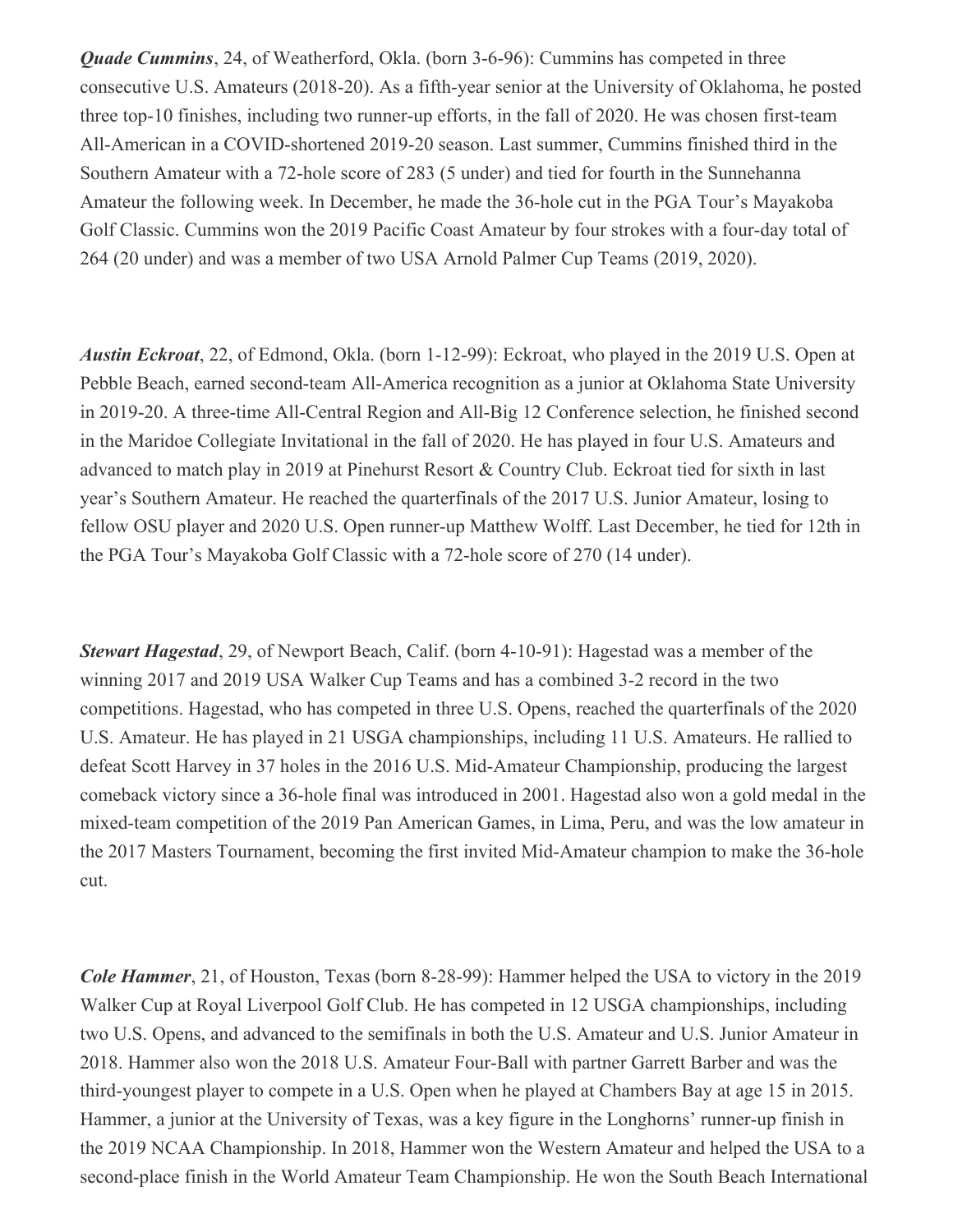***Quade Cummins***, 24, of Weatherford, Okla. (born 3-6-96): Cummins has competed in three consecutive U.S. Amateurs (2018-20). As a fifth-year senior at the University of Oklahoma, he posted three top-10 finishes, including two runner-up efforts, in the fall of 2020. He was chosen first-team All-American in a COVID-shortened 2019-20 season. Last summer, Cummins finished third in the Southern Amateur with a 72-hole score of 283 (5 under) and tied for fourth in the Sunnehanna Amateur the following week. In December, he made the 36-hole cut in the PGA Tour's Mayakoba Golf Classic. Cummins won the 2019 Pacific Coast Amateur by four strokes with a four-day total of 264 (20 under) and was a member of two USA Arnold Palmer Cup Teams (2019, 2020).

***Austin Eckroat***, 22, of Edmond, Okla. (born 1-12-99): Eckroat, who played in the 2019 U.S. Open at Pebble Beach, earned second-team All-America recognition as a junior at Oklahoma State University in 2019-20. A three-time All-Central Region and All-Big 12 Conference selection, he finished second in the Maridoe Collegiate Invitational in the fall of 2020. He has played in four U.S. Amateurs and advanced to match play in 2019 at Pinehurst Resort & Country Club. Eckroat tied for sixth in last year's Southern Amateur. He reached the quarterfinals of the 2017 U.S. Junior Amateur, losing to fellow OSU player and 2020 U.S. Open runner-up Matthew Wolff. Last December, he tied for 12th in the PGA Tour's Mayakoba Golf Classic with a 72-hole score of 270 (14 under).

***Stewart Hagestad***, 29, of Newport Beach, Calif. (born 4-10-91): Hagestad was a member of the winning 2017 and 2019 USA Walker Cup Teams and has a combined 3-2 record in the two competitions. Hagestad, who has competed in three U.S. Opens, reached the quarterfinals of the 2020 U.S. Amateur. He has played in 21 USGA championships, including 11 U.S. Amateurs. He rallied to defeat Scott Harvey in 37 holes in the 2016 U.S. Mid-Amateur Championship, producing the largest comeback victory since a 36-hole final was introduced in 2001. Hagestad also won a gold medal in the mixed-team competition of the 2019 Pan American Games, in Lima, Peru, and was the low amateur in the 2017 Masters Tournament, becoming the first invited Mid-Amateur champion to make the 36-hole cut.

***Cole Hammer***, 21, of Houston, Texas (born 8-28-99): Hammer helped the USA to victory in the 2019 Walker Cup at Royal Liverpool Golf Club. He has competed in 12 USGA championships, including two U.S. Opens, and advanced to the semifinals in both the U.S. Amateur and U.S. Junior Amateur in 2018. Hammer also won the 2018 U.S. Amateur Four-Ball with partner Garrett Barber and was the third-youngest player to compete in a U.S. Open when he played at Chambers Bay at age 15 in 2015. Hammer, a junior at the University of Texas, was a key figure in the Longhorns' runner-up finish in the 2019 NCAA Championship. In 2018, Hammer won the Western Amateur and helped the USA to a second-place finish in the World Amateur Team Championship. He won the South Beach International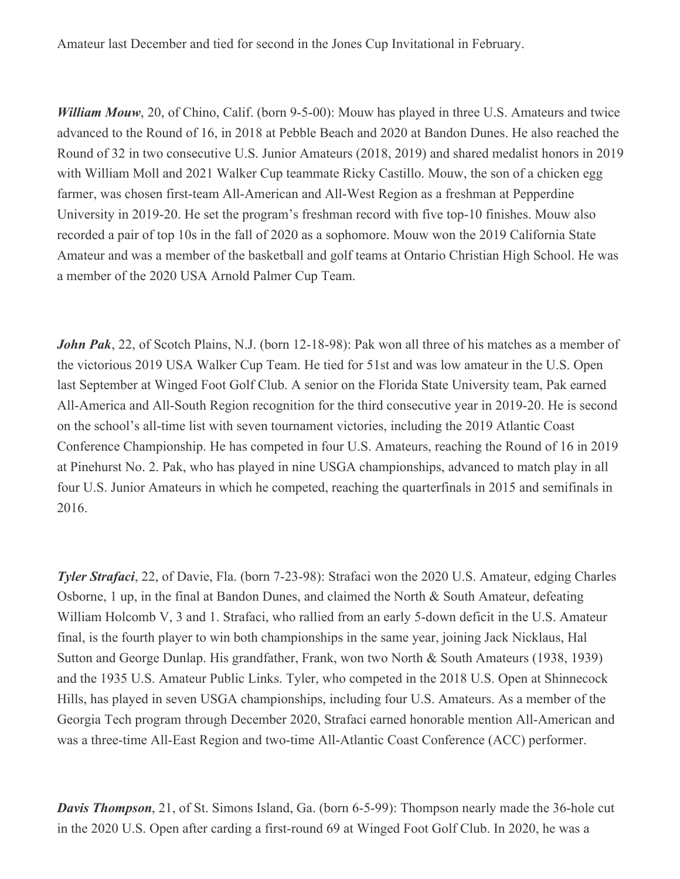Amateur last December and tied for second in the Jones Cup Invitational in February.

***William Mouw***, 20, of Chino, Calif. (born 9-5-00): Mouw has played in three U.S. Amateurs and twice advanced to the Round of 16, in 2018 at Pebble Beach and 2020 at Bandon Dunes. He also reached the Round of 32 in two consecutive U.S. Junior Amateurs (2018, 2019) and shared medalist honors in 2019 with William Moll and 2021 Walker Cup teammate Ricky Castillo. Mouw, the son of a chicken egg farmer, was chosen first-team All-American and All-West Region as a freshman at Pepperdine University in 2019-20. He set the program's freshman record with five top-10 finishes. Mouw also recorded a pair of top 10s in the fall of 2020 as a sophomore. Mouw won the 2019 California State Amateur and was a member of the basketball and golf teams at Ontario Christian High School. He was a member of the 2020 USA Arnold Palmer Cup Team.

***John Pak***, 22, of Scotch Plains, N.J. (born 12-18-98): Pak won all three of his matches as a member of the victorious 2019 USA Walker Cup Team. He tied for 51st and was low amateur in the U.S. Open last September at Winged Foot Golf Club. A senior on the Florida State University team, Pak earned All-America and All-South Region recognition for the third consecutive year in 2019-20. He is second on the school's all-time list with seven tournament victories, including the 2019 Atlantic Coast Conference Championship. He has competed in four U.S. Amateurs, reaching the Round of 16 in 2019 at Pinehurst No. 2. Pak, who has played in nine USGA championships, advanced to match play in all four U.S. Junior Amateurs in which he competed, reaching the quarterfinals in 2015 and semifinals in 2016.

***Tyler Strafaci***, 22, of Davie, Fla. (born 7-23-98): Strafaci won the 2020 U.S. Amateur, edging Charles Osborne, 1 up, in the final at Bandon Dunes, and claimed the North & South Amateur, defeating William Holcomb V, 3 and 1. Strafaci, who rallied from an early 5-down deficit in the U.S. Amateur final, is the fourth player to win both championships in the same year, joining Jack Nicklaus, Hal Sutton and George Dunlap. His grandfather, Frank, won two North & South Amateurs (1938, 1939) and the 1935 U.S. Amateur Public Links. Tyler, who competed in the 2018 U.S. Open at Shinnecock Hills, has played in seven USGA championships, including four U.S. Amateurs. As a member of the Georgia Tech program through December 2020, Strafaci earned honorable mention All-American and was a three-time All-East Region and two-time All-Atlantic Coast Conference (ACC) performer.

***Davis Thompson***, 21, of St. Simons Island, Ga. (born 6-5-99): Thompson nearly made the 36-hole cut in the 2020 U.S. Open after carding a first-round 69 at Winged Foot Golf Club. In 2020, he was a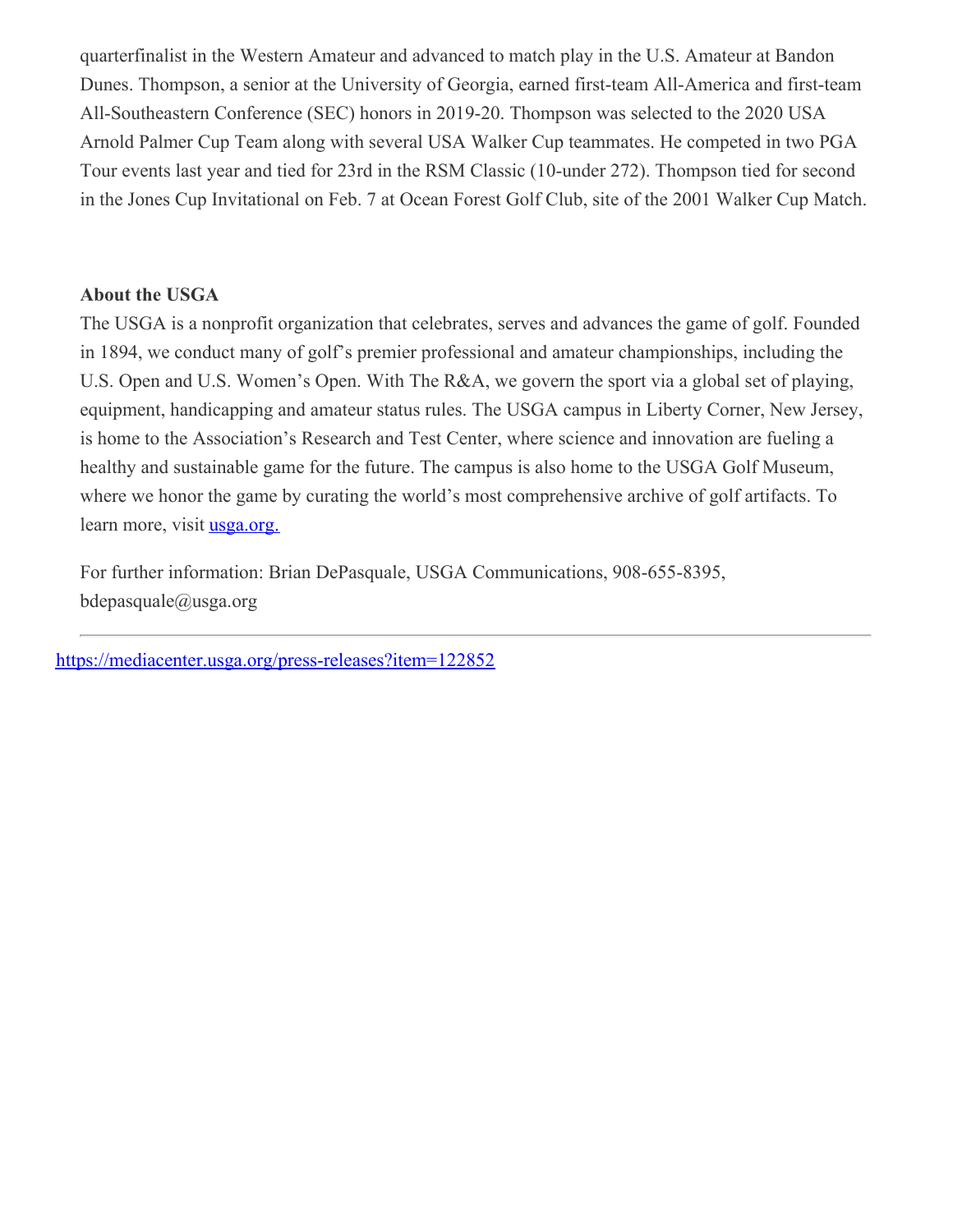quarterfinalist in the Western Amateur and advanced to match play in the U.S. Amateur at Bandon Dunes. Thompson, a senior at the University of Georgia, earned first-team All-America and first-team All-Southeastern Conference (SEC) honors in 2019-20. Thompson was selected to the 2020 USA Arnold Palmer Cup Team along with several USA Walker Cup teammates. He competed in two PGA Tour events last year and tied for 23rd in the RSM Classic (10-under 272). Thompson tied for second in the Jones Cup Invitational on Feb. 7 at Ocean Forest Golf Club, site of the 2001 Walker Cup Match.

**About the USGA**

The USGA is a nonprofit organization that celebrates, serves and advances the game of golf. Founded in 1894, we conduct many of golf's premier professional and amateur championships, including the U.S. Open and U.S. Women's Open. With The R&A, we govern the sport via a global set of playing, equipment, handicapping and amateur status rules. The USGA campus in Liberty Corner, New Jersey, is home to the Association's Research and Test Center, where science and innovation are fueling a healthy and sustainable game for the future. The campus is also home to the USGA Golf Museum, where we honor the game by curating the world's most comprehensive archive of golf artifacts. To learn more, visit [usga.org.](https://usga.org)

For further information: Brian DePasquale, USGA Communications, 908-655-8395, bdepasquale@usga.org

---

https://mediacenter.usga.org/press-releases?item=122852